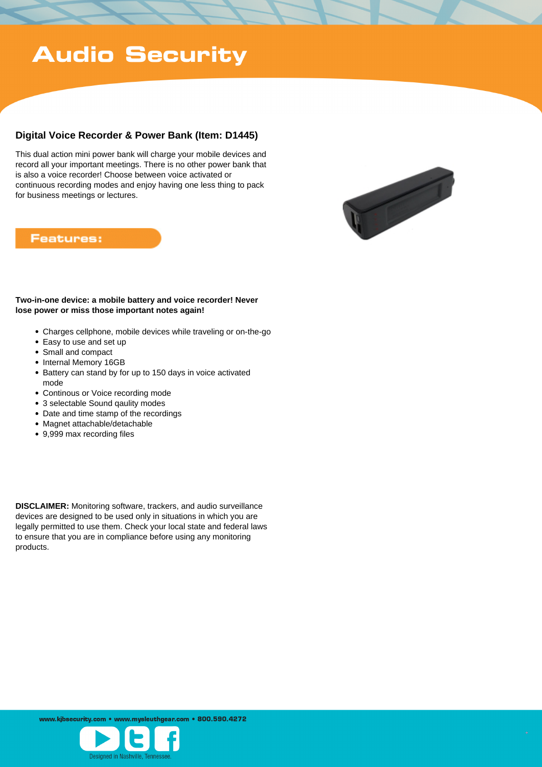# Audio Security

## Digital Voice Recorder & Power Bank (Item: D1445)

This dual action mini power bank will charge your mobile devices and record all your important meetings. There is no other power bank that is also a voice recorder! Choose between voice activated or continuous recording modes and enjoy having one less thing to pack for business meetings or lectures.

### Features:

**Two-in-one device: a mobile battery and voice recorder! Never lose power or miss those important notes again!**

- Charges cellphone, mobile devices while traveling or on-the-go
- Easy to use and set up
- Small and compact
- Internal Memory 16GB
- Battery can stand by for up to 150 days in voice activated mode
- Continous or Voice recording mode
- 3 selectable Sound qaulity modes
- Date and time stamp of the recordings
- Magnet attachable/detachable
- 9,999 max recording files

**DISCLAIMER:** Monitoring software, trackers, and audio surveillance devices are designed to be used only in situations in which you are legally permitted to use them. Check your local state and federal laws to ensure that you are in compliance before using any monitoring products.

www.kjbsecurity.com • www.mysleuthgear.com • 800.590.4272

Designed in Nashville, Tennessee.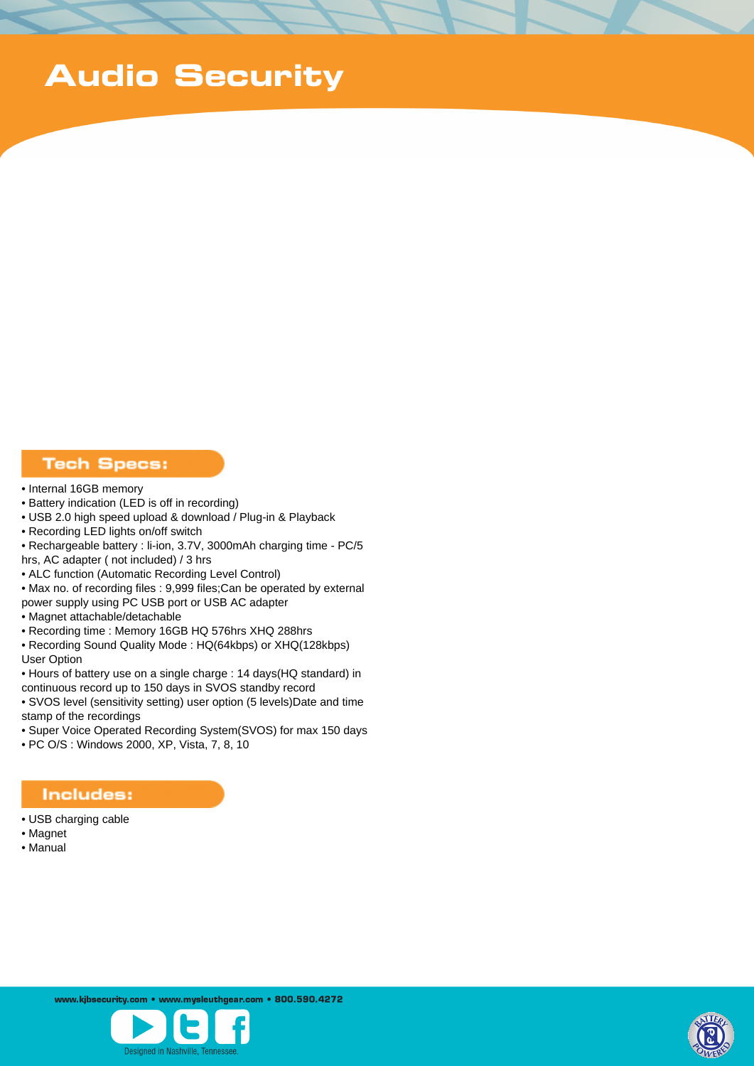# Audio Security

## Tech Specs:

- Internal 16GB memory
- Battery indication (LED is off in recording)
- USB 2.0 high speed upload & download / Plug-in & Playback
- Recording LED lights on/off switch
- Rechargeable battery : li-ion, 3.7V, 3000mAh charging time - PC/5 hrs, AC adapter ( not included) / 3 hrs
- ALC function (Automatic Recording Level Control)
- Max no. of recording files : 9,999 files;Can be operated by external power supply using PC USB port or USB AC adapter
- Magnet attachable/detachable
- Recording time : Memory 16GB HQ 576hrs XHQ 288hrs
- Recording Sound Quality Mode : HQ(64kbps) or XHQ(128kbps) User Option
- Hours of battery use on a single charge : 14 days(HQ standard) in continuous record up to 150 days in SVOS standby record
- SVOS level (sensitivity setting) user option (5 levels)Date and time stamp of the recordings
- Super Voice Operated Recording System(SVOS) for max 150 days
- PC O/S : Windows 2000, XP, Vista, 7, 8, 10

## Includes:

- USB charging cable
- Magnet
- Manual

www.kjbsecurity.com • www.mysleuthgear.com • 800.590.4272

Designed in Nashville, Tennessee.

BATTERY POWERED